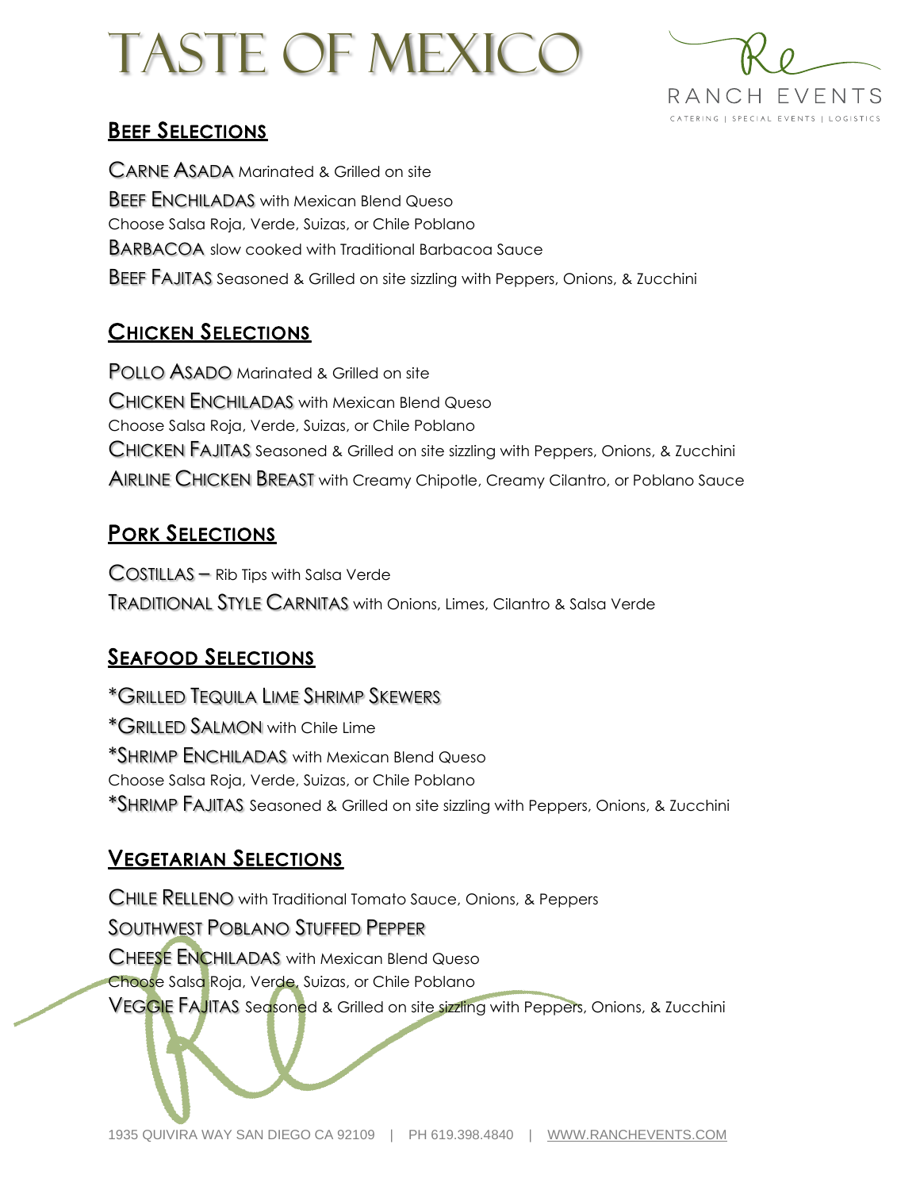# Taste of Mexico

RANCH EVENTS
CATERING | SPECIAL EVENTS | LOGISTICS

## Beef Selections

**Carne Asada** Marinated & Grilled on site

**Beef Enchiladas** with Mexican Blend Queso
Choose Salsa Roja, Verde, Suizas, or Chile Poblano

**Barbacoa** slow cooked with Traditional Barbacoa Sauce

**Beef Fajitas** Seasoned & Grilled on site sizzling with Peppers, Onions, & Zucchini

## Chicken Selections

**Pollo Asado** Marinated & Grilled on site

**Chicken Enchiladas** with Mexican Blend Queso
Choose Salsa Roja, Verde, Suizas, or Chile Poblano

**Chicken Fajitas** Seasoned & Grilled on site sizzling with Peppers, Onions, & Zucchini

**Airline Chicken Breast** with Creamy Chipotle, Creamy Cilantro, or Poblano Sauce

## Pork Selections

**Costillas** – Rib Tips with Salsa Verde

**Traditional Style Carnitas** with Onions, Limes, Cilantro & Salsa Verde

## Seafood Selections

***Grilled Tequila Lime Shrimp Skewers**

***Grilled Salmon** with Chile Lime

***Shrimp Enchiladas** with Mexican Blend Queso
Choose Salsa Roja, Verde, Suizas, or Chile Poblano

***Shrimp Fajitas** Seasoned & Grilled on site sizzling with Peppers, Onions, & Zucchini

## Vegetarian Selections

**Chile Relleno** with Traditional Tomato Sauce, Onions, & Peppers

**Southwest Poblano Stuffed Pepper**

**Cheese Enchiladas** with Mexican Blend Queso
Choose Salsa Roja, Verde, Suizas, or Chile Poblano

**Veggie Fajitas** Seasoned & Grilled on site sizzling with Peppers, Onions, & Zucchini

1935 QUIVIRA WAY SAN DIEGO CA 92109 | PH 619.398.4840 | WWW.RANCHEVENTS.COM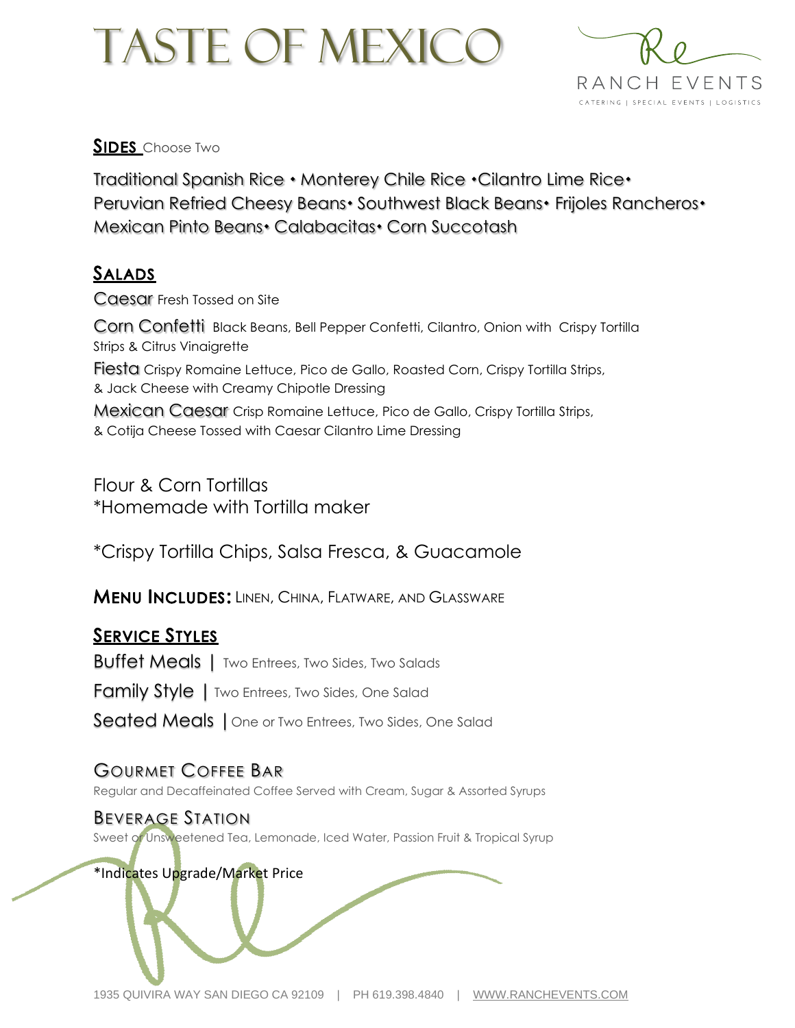# Taste of Mexico

## Sides

Choose Two

Traditional Spanish Rice • Monterey Chile Rice •Cilantro Lime Rice• Peruvian Refried Cheesy Beans• Southwest Black Beans• Frijoles Rancheros• Mexican Pinto Beans• Calabacitas• Corn Succotash

## Salads

**Caesar** Fresh Tossed on Site

**Corn Confetti** Black Beans, Bell Pepper Confetti, Cilantro, Onion with Crispy Tortilla Strips & Citrus Vinaigrette

**Fiesta** Crispy Romaine Lettuce, Pico de Gallo, Roasted Corn, Crispy Tortilla Strips, & Jack Cheese with Creamy Chipotle Dressing

**Mexican Caesar** Crisp Romaine Lettuce, Pico de Gallo, Crispy Tortilla Strips, & Cotija Cheese Tossed with Caesar Cilantro Lime Dressing

Flour & Corn Tortillas
*Homemade with Tortilla maker

*Crispy Tortilla Chips, Salsa Fresca, & Guacamole

**Menu Includes:** Linen, China, Flatware, and Glassware

## Service Styles

**Buffet Meals** | Two Entrees, Two Sides, Two Salads

**Family Style** | Two Entrees, Two Sides, One Salad

**Seated Meals** | One or Two Entrees, Two Sides, One Salad

## Gourmet Coffee Bar

Regular and Decaffeinated Coffee Served with Cream, Sugar & Assorted Syrups

## Beverage Station

Sweet or Unsweetened Tea, Lemonade, Iced Water, Passion Fruit & Tropical Syrup

*Indicates Upgrade/Market Price

1935 QUIVIRA WAY SAN DIEGO CA 92109 | PH 619.398.4840 | WWW.RANCHEVENTS.COM